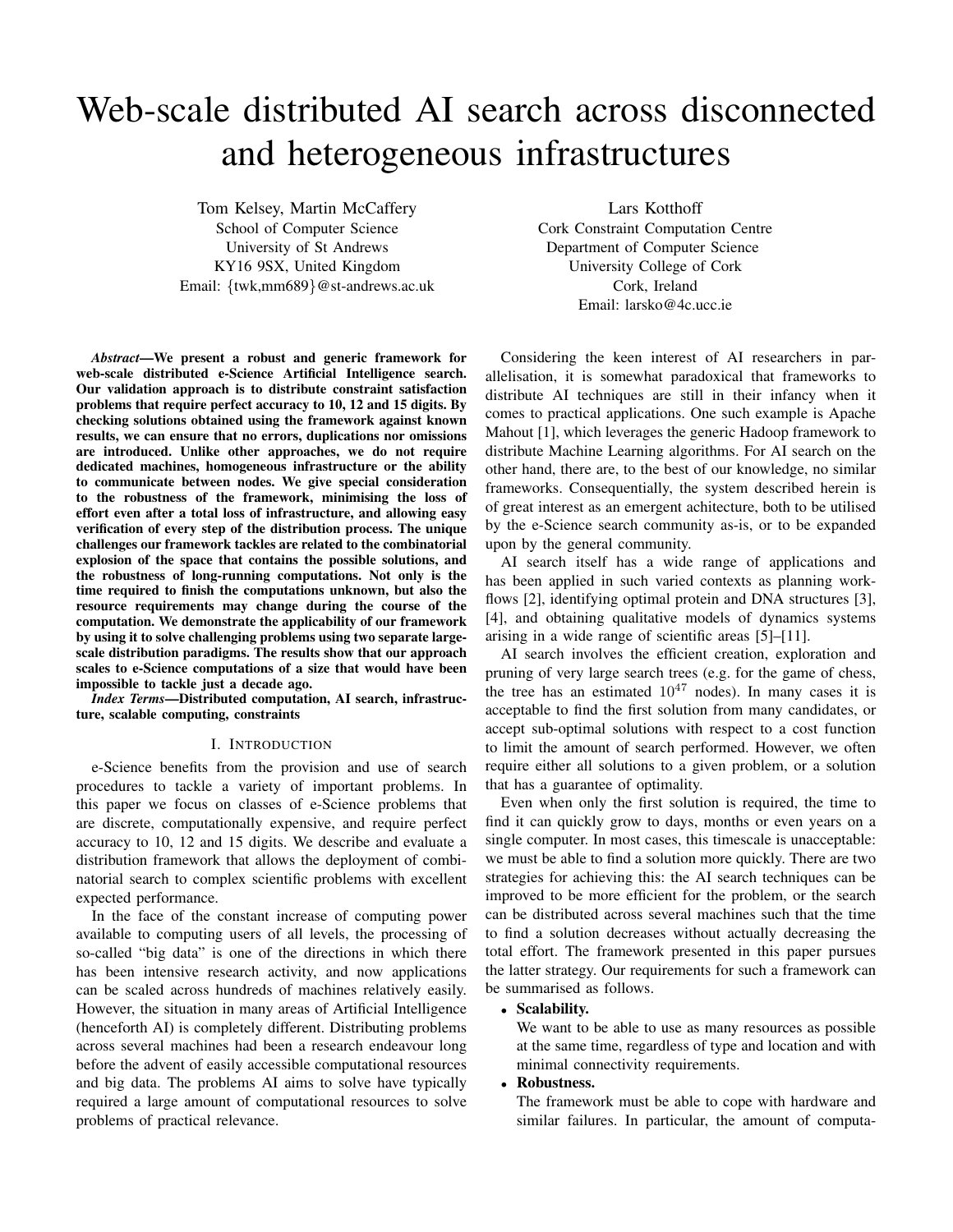# Web-scale distributed AI search across disconnected and heterogeneous infrastructures

Tom Kelsey, Martin McCaffery
School of Computer Science
University of St Andrews
KY16 9SX, United Kingdom
Email: {twk,mm689}@st-andrews.ac.uk

Lars Kotthoff
Cork Constraint Computation Centre
Department of Computer Science
University College of Cork
Cork, Ireland
Email: larsko@4c.ucc.ie

***Abstract*—We present a robust and generic framework for web-scale distributed e-Science Artificial Intelligence search. Our validation approach is to distribute constraint satisfaction problems that require perfect accuracy to 10, 12 and 15 digits. By checking solutions obtained using the framework against known results, we can ensure that no errors, duplications nor omissions are introduced. Unlike other approaches, we do not require dedicated machines, homogeneous infrastructure or the ability to communicate between nodes. We give special consideration to the robustness of the framework, minimising the loss of effort even after a total loss of infrastructure, and allowing easy verification of every step of the distribution process. The unique challenges our framework tackles are related to the combinatorial explosion of the space that contains the possible solutions, and the robustness of long-running computations. Not only is the time required to finish the computations unknown, but also the resource requirements may change during the course of the computation. We demonstrate the applicability of our framework by using it to solve challenging problems using two separate large-scale distribution paradigms. The results show that our approach scales to e-Science computations of a size that would have been impossible to tackle just a decade ago.**

***Index Terms*—Distributed computation, AI search, infrastructure, scalable computing, constraints**

## I. Introduction

e-Science benefits from the provision and use of search procedures to tackle a variety of important problems. In this paper we focus on classes of e-Science problems that are discrete, computationally expensive, and require perfect accuracy to 10, 12 and 15 digits. We describe and evaluate a distribution framework that allows the deployment of combinatorial search to complex scientific problems with excellent expected performance.

In the face of the constant increase of computing power available to computing users of all levels, the processing of so-called "big data" is one of the directions in which there has been intensive research activity, and now applications can be scaled across hundreds of machines relatively easily. However, the situation in many areas of Artificial Intelligence (henceforth AI) is completely different. Distributing problems across several machines had been a research endeavour long before the advent of easily accessible computational resources and big data. The problems AI aims to solve have typically required a large amount of computational resources to solve problems of practical relevance.

Considering the keen interest of AI researchers in parallelisation, it is somewhat paradoxical that frameworks to distribute AI techniques are still in their infancy when it comes to practical applications. One such example is Apache Mahout [1], which leverages the generic Hadoop framework to distribute Machine Learning algorithms. For AI search on the other hand, there are, to the best of our knowledge, no similar frameworks. Consequentially, the system described herein is of great interest as an emergent achitecture, both to be utilised by the e-Science search community as-is, or to be expanded upon by the general community.

AI search itself has a wide range of applications and has been applied in such varied contexts as planning workflows [2], identifying optimal protein and DNA structures [3], [4], and obtaining qualitative models of dynamics systems arising in a wide range of scientific areas [5]–[11].

AI search involves the efficient creation, exploration and pruning of very large search trees (e.g. for the game of chess, the tree has an estimated $10^{47}$ nodes). In many cases it is acceptable to find the first solution from many candidates, or accept sub-optimal solutions with respect to a cost function to limit the amount of search performed. However, we often require either all solutions to a given problem, or a solution that has a guarantee of optimality.

Even when only the first solution is required, the time to find it can quickly grow to days, months or even years on a single computer. In most cases, this timescale is unacceptable: we must be able to find a solution more quickly. There are two strategies for achieving this: the AI search techniques can be improved to be more efficient for the problem, or the search can be distributed across several machines such that the time to find a solution decreases without actually decreasing the total effort. The framework presented in this paper pursues the latter strategy. Our requirements for such a framework can be summarised as follows.

- **Scalability.**
  We want to be able to use as many resources as possible at the same time, regardless of type and location and with minimal connectivity requirements.
- **Robustness.**
  The framework must be able to cope with hardware and similar failures. In particular, the amount of computa-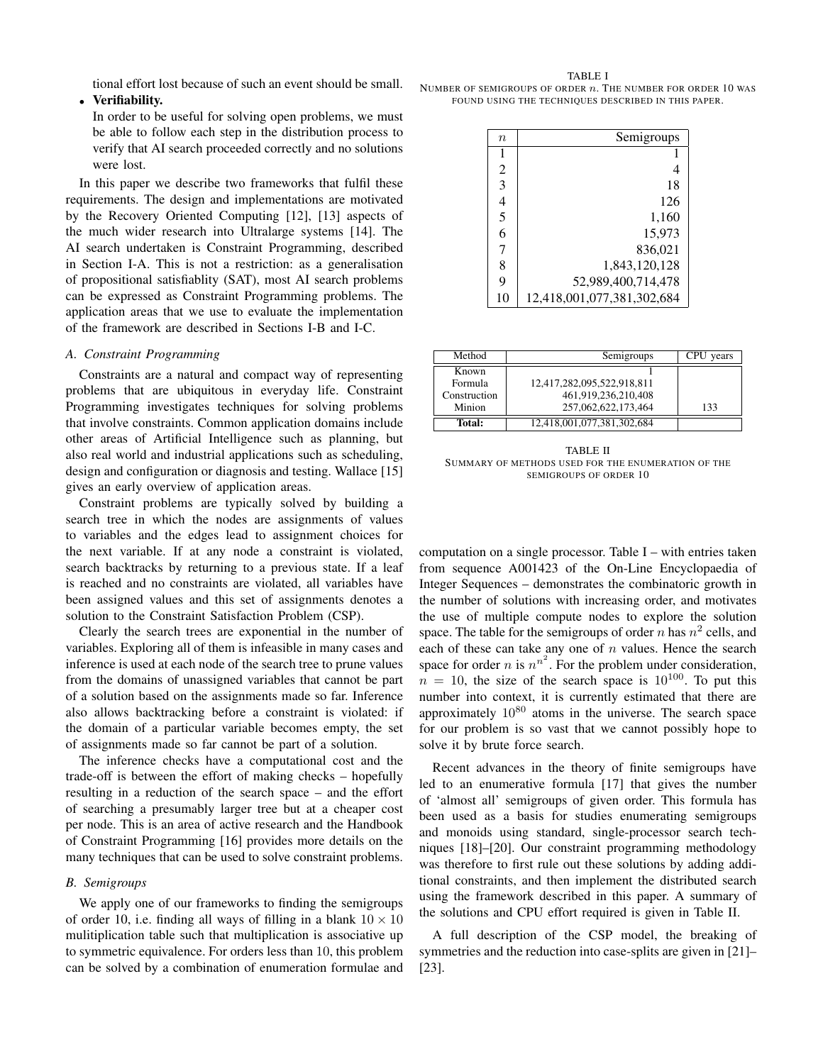tional effort lost because of such an event should be small.

- **Verifiability.**
  In order to be useful for solving open problems, we must be able to follow each step in the distribution process to verify that AI search proceeded correctly and no solutions were lost.

In this paper we describe two frameworks that fulfil these requirements. The design and implementations are motivated by the Recovery Oriented Computing [12], [13] aspects of the much wider research into Ultralarge systems [14]. The AI search undertaken is Constraint Programming, described in Section I-A. This is not a restriction: as a generalisation of propositional satisfiablity (SAT), most AI search problems can be expressed as Constraint Programming problems. The application areas that we use to evaluate the implementation of the framework are described in Sections I-B and I-C.

### *A. Constraint Programming*

Constraints are a natural and compact way of representing problems that are ubiquitous in everyday life. Constraint Programming investigates techniques for solving problems that involve constraints. Common application domains include other areas of Artificial Intelligence such as planning, but also real world and industrial applications such as scheduling, design and configuration or diagnosis and testing. Wallace [15] gives an early overview of application areas.

Constraint problems are typically solved by building a search tree in which the nodes are assignments of values to variables and the edges lead to assignment choices for the next variable. If at any node a constraint is violated, search backtracks by returning to a previous state. If a leaf is reached and no constraints are violated, all variables have been assigned values and this set of assignments denotes a solution to the Constraint Satisfaction Problem (CSP).

Clearly the search trees are exponential in the number of variables. Exploring all of them is infeasible in many cases and inference is used at each node of the search tree to prune values from the domains of unassigned variables that cannot be part of a solution based on the assignments made so far. Inference also allows backtracking before a constraint is violated: if the domain of a particular variable becomes empty, the set of assignments made so far cannot be part of a solution.

The inference checks have a computational cost and the trade-off is between the effort of making checks – hopefully resulting in a reduction of the search space – and the effort of searching a presumably larger tree but at a cheaper cost per node. This is an area of active research and the Handbook of Constraint Programming [16] provides more details on the many techniques that can be used to solve constraint problems.

### *B. Semigroups*

We apply one of our frameworks to finding the semigroups of order 10, i.e. finding all ways of filling in a blank $10 \times 10$ mulitiplication table such that multiplication is associative up to symmetric equivalence. For orders less than 10, this problem can be solved by a combination of enumeration formulae and computation on a single processor. Table I – with entries taken from sequence A001423 of the On-Line Encyclopaedia of Integer Sequences – demonstrates the combinatoric growth in the number of solutions with increasing order, and motivates the use of multiple compute nodes to explore the solution space. The table for the semigroups of order $n$ has $n^2$ cells, and each of these can take any one of $n$ values. Hence the search space for order $n$ is $n^{n^2}$. For the problem under consideration, $n = 10$, the size of the search space is $10^{100}$. To put this number into context, it is currently estimated that there are approximately $10^{80}$ atoms in the universe. The search space for our problem is so vast that we cannot possibly hope to solve it by brute force search.

Recent advances in the theory of finite semigroups have led to an enumerative formula [17] that gives the number of 'almost all' semigroups of given order. This formula has been used as a basis for studies enumerating semigroups and monoids using standard, single-processor search techniques [18]–[20]. Our constraint programming methodology was therefore to first rule out these solutions by adding additional constraints, and then implement the distributed search using the framework described in this paper. A summary of the solutions and CPU effort required is given in Table II.

A full description of the CSP model, the breaking of symmetries and the reduction into case-splits are given in [21]–[23].

TABLE I
NUMBER OF SEMIGROUPS OF ORDER $n$. THE NUMBER FOR ORDER 10 WAS FOUND USING THE TECHNIQUES DESCRIBED IN THIS PAPER.

| $n$ | Semigroups |
|---|---|
| 1 | 1 |
| 2 | 4 |
| 3 | 18 |
| 4 | 126 |
| 5 | 1,160 |
| 6 | 15,973 |
| 7 | 836,021 |
| 8 | 1,843,120,128 |
| 9 | 52,989,400,714,478 |
| 10 | 12,418,001,077,381,302,684 |

| Method | Semigroups | CPU years |
|---|---|---|
| Known | 1 | |
| Formula | 12,417,282,095,522,918,811 | |
| Construction | 461,919,236,210,408 | |
| Minion | 257,062,622,173,464 | 133 |
| **Total:** | 12,418,001,077,381,302,684 | |

TABLE II
SUMMARY OF METHODS USED FOR THE ENUMERATION OF THE SEMIGROUPS OF ORDER 10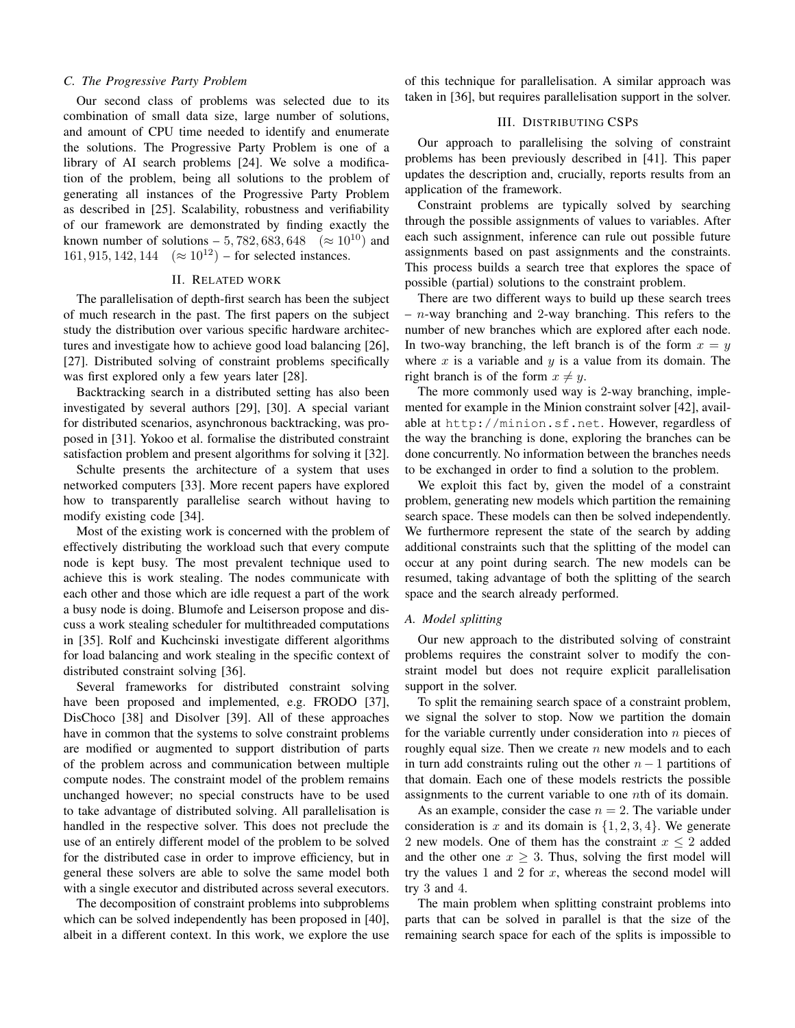### C. The Progressive Party Problem

Our second class of problems was selected due to its combination of small data size, large number of solutions, and amount of CPU time needed to identify and enumerate the solutions. The Progressive Party Problem is one of a library of AI search problems [24]. We solve a modification of the problem, being all solutions to the problem of generating all instances of the Progressive Party Problem as described in [25]. Scalability, robustness and verifiability of our framework are demonstrated by finding exactly the known number of solutions – $5,782,683,648 \quad (\approx 10^{10})$ and $161,915,142,144 \quad (\approx 10^{12})$ – for selected instances.

## II. Related work

The parallelisation of depth-first search has been the subject of much research in the past. The first papers on the subject study the distribution over various specific hardware architectures and investigate how to achieve good load balancing [26], [27]. Distributed solving of constraint problems specifically was first explored only a few years later [28].

Backtracking search in a distributed setting has also been investigated by several authors [29], [30]. A special variant for distributed scenarios, asynchronous backtracking, was proposed in [31]. Yokoo et al. formalise the distributed constraint satisfaction problem and present algorithms for solving it [32].

Schulte presents the architecture of a system that uses networked computers [33]. More recent papers have explored how to transparently parallelise search without having to modify existing code [34].

Most of the existing work is concerned with the problem of effectively distributing the workload such that every compute node is kept busy. The most prevalent technique used to achieve this is work stealing. The nodes communicate with each other and those which are idle request a part of the work a busy node is doing. Blumofe and Leiserson propose and discuss a work stealing scheduler for multithreaded computations in [35]. Rolf and Kuchcinski investigate different algorithms for load balancing and work stealing in the specific context of distributed constraint solving [36].

Several frameworks for distributed constraint solving have been proposed and implemented, e.g. FRODO [37], DisChoco [38] and Disolver [39]. All of these approaches have in common that the systems to solve constraint problems are modified or augmented to support distribution of parts of the problem across and communication between multiple compute nodes. The constraint model of the problem remains unchanged however; no special constructs have to be used to take advantage of distributed solving. All parallelisation is handled in the respective solver. This does not preclude the use of an entirely different model of the problem to be solved for the distributed case in order to improve efficiency, but in general these solvers are able to solve the same model both with a single executor and distributed across several executors.

The decomposition of constraint problems into subproblems which can be solved independently has been proposed in [40], albeit in a different context. In this work, we explore the use of this technique for parallelisation. A similar approach was taken in [36], but requires parallelisation support in the solver.

## III. Distributing CSPs

Our approach to parallelising the solving of constraint problems has been previously described in [41]. This paper updates the description and, crucially, reports results from an application of the framework.

Constraint problems are typically solved by searching through the possible assignments of values to variables. After each such assignment, inference can rule out possible future assignments based on past assignments and the constraints. This process builds a search tree that explores the space of possible (partial) solutions to the constraint problem.

There are two different ways to build up these search trees – $n$-way branching and 2-way branching. This refers to the number of new branches which are explored after each node. In two-way branching, the left branch is of the form $x = y$ where $x$ is a variable and $y$ is a value from its domain. The right branch is of the form $x \neq y$.

The more commonly used way is 2-way branching, implemented for example in the Minion constraint solver [42], available at http://minion.sf.net. However, regardless of the way the branching is done, exploring the branches can be done concurrently. No information between the branches needs to be exchanged in order to find a solution to the problem.

We exploit this fact by, given the model of a constraint problem, generating new models which partition the remaining search space. These models can then be solved independently. We furthermore represent the state of the search by adding additional constraints such that the splitting of the model can occur at any point during search. The new models can be resumed, taking advantage of both the splitting of the search space and the search already performed.

### A. Model splitting

Our new approach to the distributed solving of constraint problems requires the constraint solver to modify the constraint model but does not require explicit parallelisation support in the solver.

To split the remaining search space of a constraint problem, we signal the solver to stop. Now we partition the domain for the variable currently under consideration into $n$ pieces of roughly equal size. Then we create $n$ new models and to each in turn add constraints ruling out the other $n - 1$ partitions of that domain. Each one of these models restricts the possible assignments to the current variable to one $n$th of its domain.

As an example, consider the case $n = 2$. The variable under consideration is $x$ and its domain is $\{1, 2, 3, 4\}$. We generate 2 new models. One of them has the constraint $x \leq 2$ added and the other one $x \geq 3$. Thus, solving the first model will try the values 1 and 2 for $x$, whereas the second model will try 3 and 4.

The main problem when splitting constraint problems into parts that can be solved in parallel is that the size of the remaining search space for each of the splits is impossible to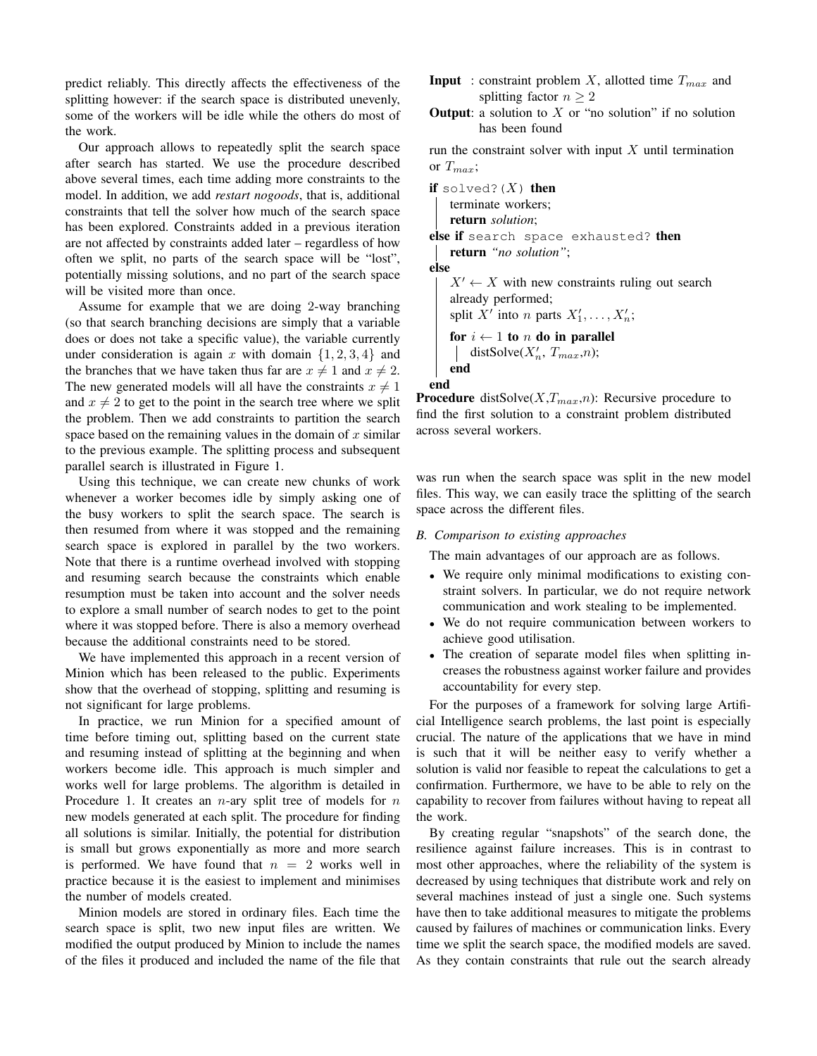predict reliably. This directly affects the effectiveness of the splitting however: if the search space is distributed unevenly, some of the workers will be idle while the others do most of the work.

Our approach allows to repeatedly split the search space after search has started. We use the procedure described above several times, each time adding more constraints to the model. In addition, we add *restart nogoods*, that is, additional constraints that tell the solver how much of the search space has been explored. Constraints added in a previous iteration are not affected by constraints added later – regardless of how often we split, no parts of the search space will be "lost", potentially missing solutions, and no part of the search space will be visited more than once.

Assume for example that we are doing 2-way branching (so that search branching decisions are simply that a variable does or does not take a specific value), the variable currently under consideration is again $x$ with domain $\{1, 2, 3, 4\}$ and the branches that we have taken thus far are $x \neq 1$ and $x \neq 2$. The new generated models will all have the constraints $x \neq 1$ and $x \neq 2$ to get to the point in the search tree where we split the problem. Then we add constraints to partition the search space based on the remaining values in the domain of $x$ similar to the previous example. The splitting process and subsequent parallel search is illustrated in Figure 1.

Using this technique, we can create new chunks of work whenever a worker becomes idle by simply asking one of the busy workers to split the search space. The search is then resumed from where it was stopped and the remaining search space is explored in parallel by the two workers. Note that there is a runtime overhead involved with stopping and resuming search because the constraints which enable resumption must be taken into account and the solver needs to explore a small number of search nodes to get to the point where it was stopped before. There is also a memory overhead because the additional constraints need to be stored.

We have implemented this approach in a recent version of Minion which has been released to the public. Experiments show that the overhead of stopping, splitting and resuming is not significant for large problems.

In practice, we run Minion for a specified amount of time before timing out, splitting based on the current state and resuming instead of splitting at the beginning and when workers become idle. This approach is much simpler and works well for large problems. The algorithm is detailed in Procedure 1. It creates an $n$-ary split tree of models for $n$ new models generated at each split. The procedure for finding all solutions is similar. Initially, the potential for distribution is small but grows exponentially as more and more search is performed. We have found that $n = 2$ works well in practice because it is the easiest to implement and minimises the number of models created.

Minion models are stored in ordinary files. Each time the search space is split, two new input files are written. We modified the output produced by Minion to include the names of the files it produced and included the name of the file that was run when the search space was split in the new model files. This way, we can easily trace the splitting of the search space across the different files.

**Input** : constraint problem $X$, allotted time $T_{max}$ and splitting factor $n \geq 2$
**Output**: a solution to $X$ or "no solution" if no solution has been found

```
run the constraint solver with input X until termination
or T_max;
if solved?(X) then
    terminate workers;
    return solution;
else if search space exhausted? then
    return "no solution";
else
    X' ← X with new constraints ruling out search
    already performed;
    split X' into n parts X'_1, ..., X'_n;
    for i ← 1 to n do in parallel
        distSolve(X'_n, T_max, n);
    end
end
```

**Procedure** distSolve($X$,$T_{max}$,$n$): Recursive procedure to find the first solution to a constraint problem distributed across several workers.

### B. Comparison to existing approaches

The main advantages of our approach are as follows.

- We require only minimal modifications to existing constraint solvers. In particular, we do not require network communication and work stealing to be implemented.
- We do not require communication between workers to achieve good utilisation.
- The creation of separate model files when splitting increases the robustness against worker failure and provides accountability for every step.

For the purposes of a framework for solving large Artificial Intelligence search problems, the last point is especially crucial. The nature of the applications that we have in mind is such that it will be neither easy to verify whether a solution is valid nor feasible to repeat the calculations to get a confirmation. Furthermore, we have to be able to rely on the capability to recover from failures without having to repeat all the work.

By creating regular "snapshots" of the search done, the resilience against failure increases. This is in contrast to most other approaches, where the reliability of the system is decreased by using techniques that distribute work and rely on several machines instead of just a single one. Such systems have then to take additional measures to mitigate the problems caused by failures of machines or communication links. Every time we split the search space, the modified models are saved. As they contain constraints that rule out the search already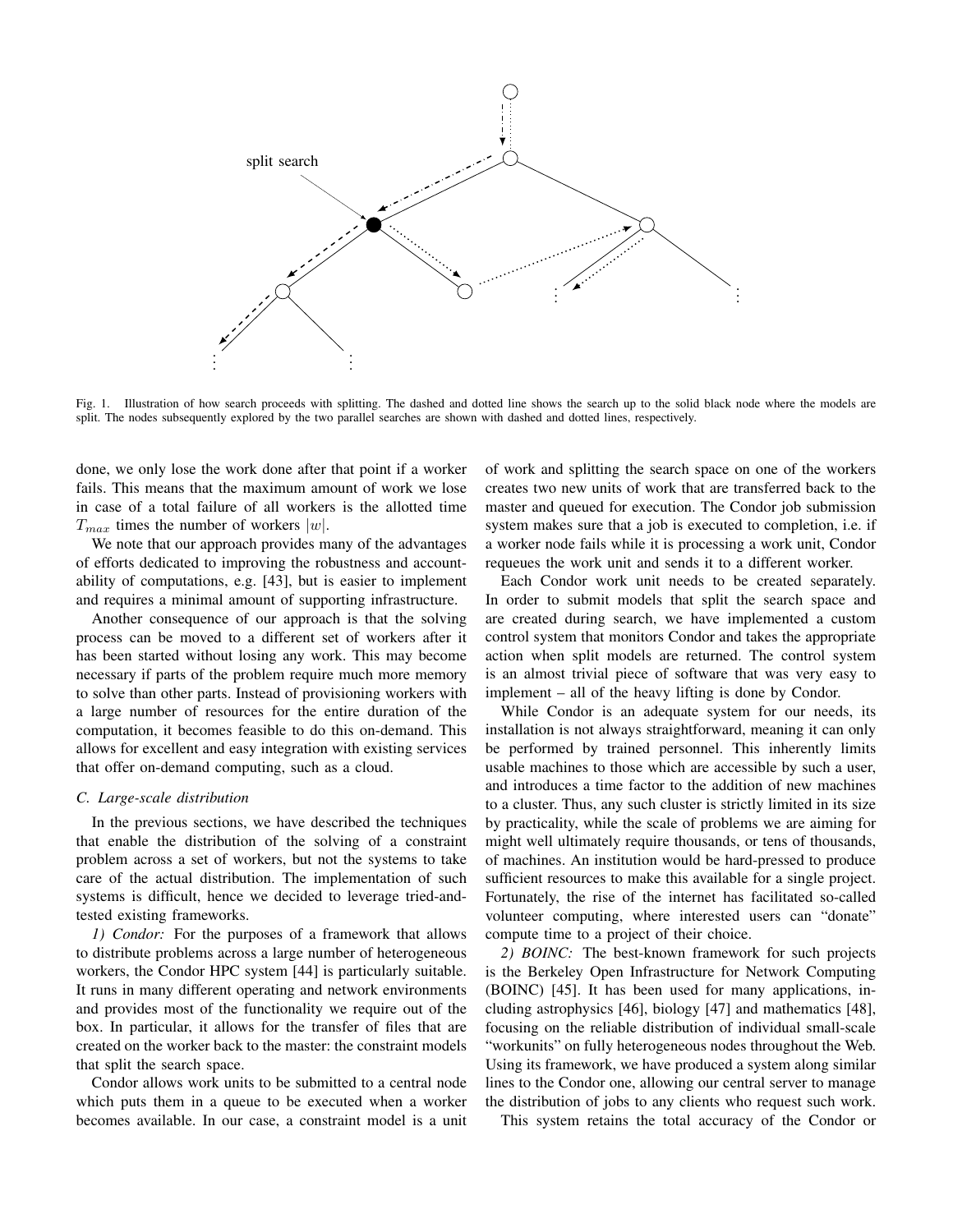Fig. 1. Illustration of how search proceeds with splitting. The dashed and dotted line shows the search up to the solid black node where the models are split. The nodes subsequently explored by the two parallel searches are shown with dashed and dotted lines, respectively.

done, we only lose the work done after that point if a worker fails. This means that the maximum amount of work we lose in case of a total failure of all workers is the allotted time $T_{max}$ times the number of workers $|w|$.

We note that our approach provides many of the advantages of efforts dedicated to improving the robustness and accountability of computations, e.g. [43], but is easier to implement and requires a minimal amount of supporting infrastructure.

Another consequence of our approach is that the solving process can be moved to a different set of workers after it has been started without losing any work. This may become necessary if parts of the problem require much more memory to solve than other parts. Instead of provisioning workers with a large number of resources for the entire duration of the computation, it becomes feasible to do this on-demand. This allows for excellent and easy integration with existing services that offer on-demand computing, such as a cloud.

### C. Large-scale distribution

In the previous sections, we have described the techniques that enable the distribution of the solving of a constraint problem across a set of workers, but not the systems to take care of the actual distribution. The implementation of such systems is difficult, hence we decided to leverage tried-and-tested existing frameworks.

*1) Condor:* For the purposes of a framework that allows to distribute problems across a large number of heterogeneous workers, the Condor HPC system [44] is particularly suitable. It runs in many different operating and network environments and provides most of the functionality we require out of the box. In particular, it allows for the transfer of files that are created on the worker back to the master: the constraint models that split the search space.

Condor allows work units to be submitted to a central node which puts them in a queue to be executed when a worker becomes available. In our case, a constraint model is a unit of work and splitting the search space on one of the workers creates two new units of work that are transferred back to the master and queued for execution. The Condor job submission system makes sure that a job is executed to completion, i.e. if a worker node fails while it is processing a work unit, Condor requeues the work unit and sends it to a different worker.

Each Condor work unit needs to be created separately. In order to submit models that split the search space and are created during search, we have implemented a custom control system that monitors Condor and takes the appropriate action when split models are returned. The control system is an almost trivial piece of software that was very easy to implement – all of the heavy lifting is done by Condor.

While Condor is an adequate system for our needs, its installation is not always straightforward, meaning it can only be performed by trained personnel. This inherently limits usable machines to those which are accessible by such a user, and introduces a time factor to the addition of new machines to a cluster. Thus, any such cluster is strictly limited in its size by practicality, while the scale of problems we are aiming for might well ultimately require thousands, or tens of thousands, of machines. An institution would be hard-pressed to produce sufficient resources to make this available for a single project. Fortunately, the rise of the internet has facilitated so-called volunteer computing, where interested users can "donate" compute time to a project of their choice.

*2) BOINC:* The best-known framework for such projects is the Berkeley Open Infrastructure for Network Computing (BOINC) [45]. It has been used for many applications, including astrophysics [46], biology [47] and mathematics [48], focusing on the reliable distribution of individual small-scale "workunits" on fully heterogeneous nodes throughout the Web. Using its framework, we have produced a system along similar lines to the Condor one, allowing our central server to manage the distribution of jobs to any clients who request such work.

This system retains the total accuracy of the Condor or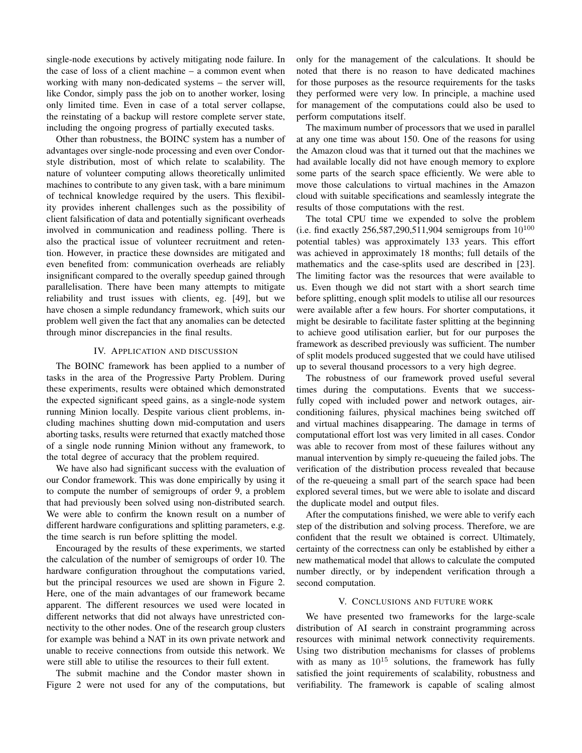single-node executions by actively mitigating node failure. In the case of loss of a client machine – a common event when working with many non-dedicated systems – the server will, like Condor, simply pass the job on to another worker, losing only limited time. Even in case of a total server collapse, the reinstating of a backup will restore complete server state, including the ongoing progress of partially executed tasks.

Other than robustness, the BOINC system has a number of advantages over single-node processing and even over Condor-style distribution, most of which relate to scalability. The nature of volunteer computing allows theoretically unlimited machines to contribute to any given task, with a bare minimum of technical knowledge required by the users. This flexibility provides inherent challenges such as the possibility of client falsification of data and potentially significant overheads involved in communication and readiness polling. There is also the practical issue of volunteer recruitment and retention. However, in practice these downsides are mitigated and even benefited from: communication overheads are reliably insignificant compared to the overally speedup gained through parallelisation. There have been many attempts to mitigate reliability and trust issues with clients, eg. [49], but we have chosen a simple redundancy framework, which suits our problem well given the fact that any anomalies can be detected through minor discrepancies in the final results.

## IV. Application and discussion

The BOINC framework has been applied to a number of tasks in the area of the Progressive Party Problem. During these experiments, results were obtained which demonstrated the expected significant speed gains, as a single-node system running Minion locally. Despite various client problems, including machines shutting down mid-computation and users aborting tasks, results were returned that exactly matched those of a single node running Minion without any framework, to the total degree of accuracy that the problem required.

We have also had significant success with the evaluation of our Condor framework. This was done empirically by using it to compute the number of semigroups of order 9, a problem that had previously been solved using non-distributed search. We were able to confirm the known result on a number of different hardware configurations and splitting parameters, e.g. the time search is run before splitting the model.

Encouraged by the results of these experiments, we started the calculation of the number of semigroups of order 10. The hardware configuration throughout the computations varied, but the principal resources we used are shown in Figure 2. Here, one of the main advantages of our framework became apparent. The different resources we used were located in different networks that did not always have unrestricted connectivity to the other nodes. One of the research group clusters for example was behind a NAT in its own private network and unable to receive connections from outside this network. We were still able to utilise the resources to their full extent.

The submit machine and the Condor master shown in Figure 2 were not used for any of the computations, but only for the management of the calculations. It should be noted that there is no reason to have dedicated machines for those purposes as the resource requirements for the tasks they performed were very low. In principle, a machine used for management of the computations could also be used to perform computations itself.

The maximum number of processors that we used in parallel at any one time was about 150. One of the reasons for using the Amazon cloud was that it turned out that the machines we had available locally did not have enough memory to explore some parts of the search space efficiently. We were able to move those calculations to virtual machines in the Amazon cloud with suitable specifications and seamlessly integrate the results of those computations with the rest.

The total CPU time we expended to solve the problem (i.e. find exactly 256,587,290,511,904 semigroups from $10^{100}$ potential tables) was approximately 133 years. This effort was achieved in approximately 18 months; full details of the mathematics and the case-splits used are described in [23]. The limiting factor was the resources that were available to us. Even though we did not start with a short search time before splitting, enough split models to utilise all our resources were available after a few hours. For shorter computations, it might be desirable to facilitate faster splitting at the beginning to achieve good utilisation earlier, but for our purposes the framework as described previously was sufficient. The number of split models produced suggested that we could have utilised up to several thousand processors to a very high degree.

The robustness of our framework proved useful several times during the computations. Events that we successfully coped with included power and network outages, air-conditioning failures, physical machines being switched off and virtual machines disappearing. The damage in terms of computational effort lost was very limited in all cases. Condor was able to recover from most of these failures without any manual intervention by simply re-queueing the failed jobs. The verification of the distribution process revealed that because of the re-queueing a small part of the search space had been explored several times, but we were able to isolate and discard the duplicate model and output files.

After the computations finished, we were able to verify each step of the distribution and solving process. Therefore, we are confident that the result we obtained is correct. Ultimately, certainty of the correctness can only be established by either a new mathematical model that allows to calculate the computed number directly, or by independent verification through a second computation.

## V. Conclusions and future work

We have presented two frameworks for the large-scale distribution of AI search in constraint programming across resources with minimal network connectivity requirements. Using two distribution mechanisms for classes of problems with as many as $10^{15}$ solutions, the framework has fully satisfied the joint requirements of scalability, robustness and verifiability. The framework is capable of scaling almost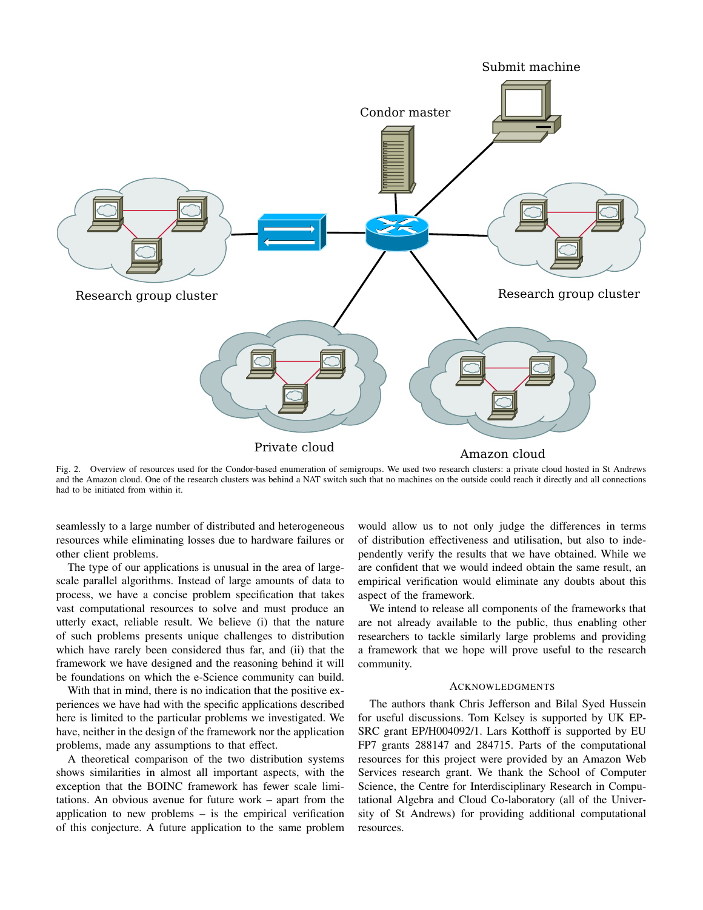Fig. 2. Overview of resources used for the Condor-based enumeration of semigroups. We used two research clusters: a private cloud hosted in St Andrews and the Amazon cloud. One of the research clusters was behind a NAT switch such that no machines on the outside could reach it directly and all connections had to be initiated from within it.

seamlessly to a large number of distributed and heterogeneous resources while eliminating losses due to hardware failures or other client problems.

The type of our applications is unusual in the area of large-scale parallel algorithms. Instead of large amounts of data to process, we have a concise problem specification that takes vast computational resources to solve and must produce an utterly exact, reliable result. We believe (i) that the nature of such problems presents unique challenges to distribution which have rarely been considered thus far, and (ii) that the framework we have designed and the reasoning behind it will be foundations on which the e-Science community can build.

With that in mind, there is no indication that the positive experiences we have had with the specific applications described here is limited to the particular problems we investigated. We have, neither in the design of the framework nor the application problems, made any assumptions to that effect.

A theoretical comparison of the two distribution systems shows similarities in almost all important aspects, with the exception that the BOINC framework has fewer scale limitations. An obvious avenue for future work – apart from the application to new problems – is the empirical verification of this conjecture. A future application to the same problem would allow us to not only judge the differences in terms of distribution effectiveness and utilisation, but also to independently verify the results that we have obtained. While we are confident that we would indeed obtain the same result, an empirical verification would eliminate any doubts about this aspect of the framework.

We intend to release all components of the frameworks that are not already available to the public, thus enabling other researchers to tackle similarly large problems and providing a framework that we hope will prove useful to the research community.

## Acknowledgments

The authors thank Chris Jefferson and Bilal Syed Hussein for useful discussions. Tom Kelsey is supported by UK EPSRC grant EP/H004092/1. Lars Kotthoff is supported by EU FP7 grants 288147 and 284715. Parts of the computational resources for this project were provided by an Amazon Web Services research grant. We thank the School of Computer Science, the Centre for Interdisciplinary Research in Computational Algebra and Cloud Co-laboratory (all of the University of St Andrews) for providing additional computational resources.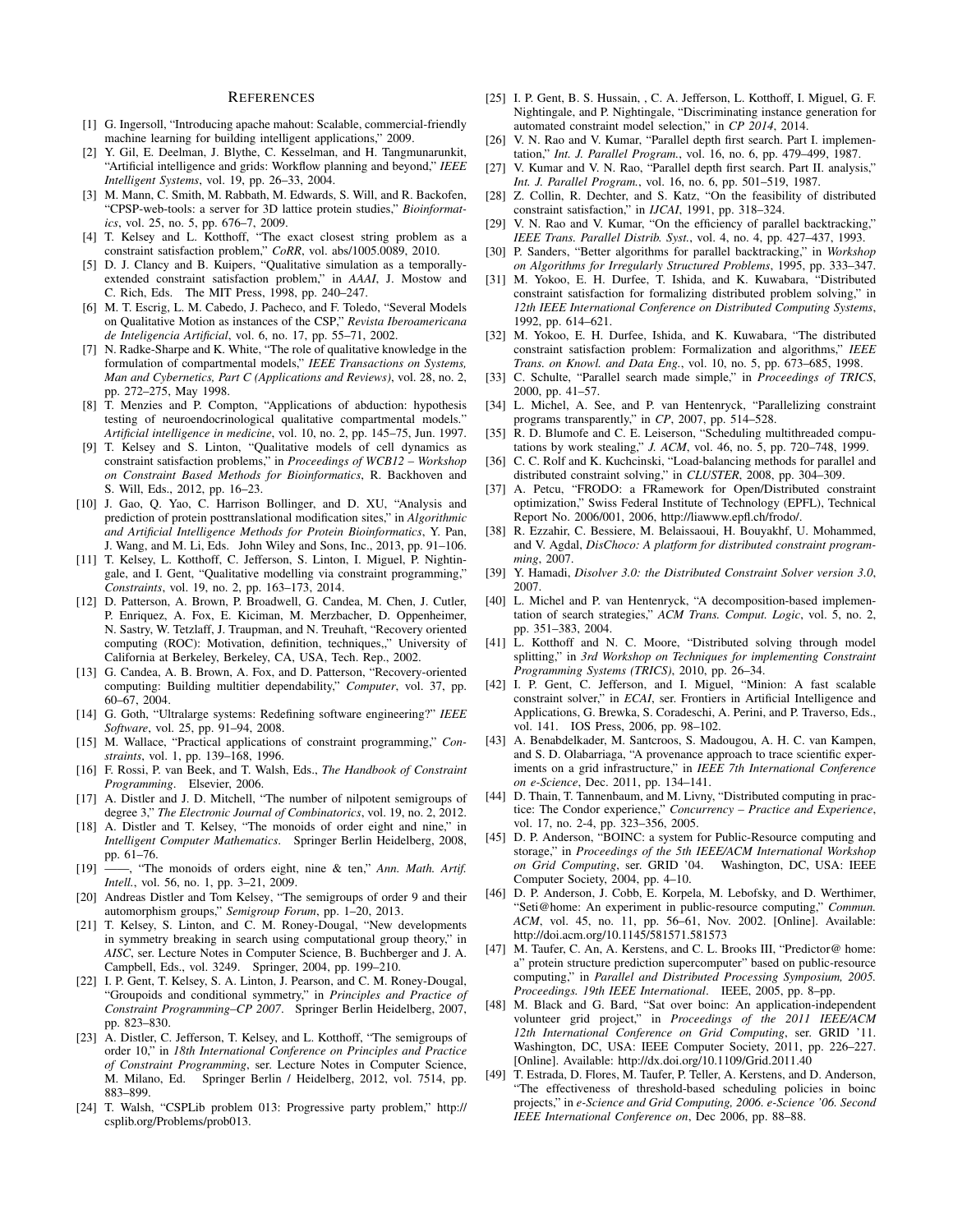# References

[1] G. Ingersoll, "Introducing apache mahout: Scalable, commercial-friendly machine learning for building intelligent applications," 2009.

[2] Y. Gil, E. Deelman, J. Blythe, C. Kesselman, and H. Tangmunarunkit, "Artificial intelligence and grids: Workflow planning and beyond," *IEEE Intelligent Systems*, vol. 19, pp. 26–33, 2004.

[3] M. Mann, C. Smith, M. Rabbath, M. Edwards, S. Will, and R. Backofen, "CPSP-web-tools: a server for 3D lattice protein studies," *Bioinformatics*, vol. 25, no. 5, pp. 676–7, 2009.

[4] T. Kelsey and L. Kotthoff, "The exact closest string problem as a constraint satisfaction problem," *CoRR*, vol. abs/1005.0089, 2010.

[5] D. J. Clancy and B. Kuipers, "Qualitative simulation as a temporally-extended constraint satisfaction problem," in *AAAI*, J. Mostow and C. Rich, Eds. The MIT Press, 1998, pp. 240–247.

[6] M. T. Escrig, L. M. Cabedo, J. Pacheco, and F. Toledo, "Several Models on Qualitative Motion as instances of the CSP," *Revista Iberoamericana de Inteligencia Artificial*, vol. 6, no. 17, pp. 55–71, 2002.

[7] N. Radke-Sharpe and K. White, "The role of qualitative knowledge in the formulation of compartmental models," *IEEE Transactions on Systems, Man and Cybernetics, Part C (Applications and Reviews)*, vol. 28, no. 2, pp. 272–275, May 1998.

[8] T. Menzies and P. Compton, "Applications of abduction: hypothesis testing of neuroendocrinological qualitative compartmental models." *Artificial intelligence in medicine*, vol. 10, no. 2, pp. 145–75, Jun. 1997.

[9] T. Kelsey and S. Linton, "Qualitative models of cell dynamics as constraint satisfaction problems," in *Proceedings of WCB12 – Workshop on Constraint Based Methods for Bioinformatics*, R. Backhoven and S. Will, Eds., 2012, pp. 16–23.

[10] J. Gao, Q. Yao, C. Harrison Bollinger, and D. XU, "Analysis and prediction of protein posttranslational modification sites," in *Algorithmic and Artificial Intelligence Methods for Protein Bioinformatics*, Y. Pan, J. Wang, and M. Li, Eds. John Wiley and Sons, Inc., 2013, pp. 91–106.

[11] T. Kelsey, L. Kotthoff, C. Jefferson, S. Linton, I. Miguel, P. Nightingale, and I. Gent, "Qualitative modelling via constraint programming," *Constraints*, vol. 19, no. 2, pp. 163–173, 2014.

[12] D. Patterson, A. Brown, P. Broadwell, G. Candea, M. Chen, J. Cutler, P. Enriquez, A. Fox, E. Kiciman, M. Merzbacher, D. Oppenheimer, N. Sastry, W. Tetzlaff, J. Traupman, and N. Treuhaft, "Recovery oriented computing (ROC): Motivation, definition, techniques,," University of California at Berkeley, Berkeley, CA, USA, Tech. Rep., 2002.

[13] G. Candea, A. B. Brown, A. Fox, and D. Patterson, "Recovery-oriented computing: Building multitier dependability," *Computer*, vol. 37, pp. 60–67, 2004.

[14] G. Goth, "Ultralarge systems: Redefining software engineering?" *IEEE Software*, vol. 25, pp. 91–94, 2008.

[15] M. Wallace, "Practical applications of constraint programming," *Constraints*, vol. 1, pp. 139–168, 1996.

[16] F. Rossi, P. van Beek, and T. Walsh, Eds., *The Handbook of Constraint Programming*. Elsevier, 2006.

[17] A. Distler and J. D. Mitchell, "The number of nilpotent semigroups of degree 3," *The Electronic Journal of Combinatorics*, vol. 19, no. 2, 2012.

[18] A. Distler and T. Kelsey, "The monoids of order eight and nine," in *Intelligent Computer Mathematics*. Springer Berlin Heidelberg, 2008, pp. 61–76.

[19] ——, "The monoids of orders eight, nine & ten," *Ann. Math. Artif. Intell.*, vol. 56, no. 1, pp. 3–21, 2009.

[20] Andreas Distler and Tom Kelsey, "The semigroups of order 9 and their automorphism groups," *Semigroup Forum*, pp. 1–20, 2013.

[21] T. Kelsey, S. Linton, and C. M. Roney-Dougal, "New developments in symmetry breaking in search using computational group theory," in *AISC*, ser. Lecture Notes in Computer Science, B. Buchberger and J. A. Campbell, Eds., vol. 3249. Springer, 2004, pp. 199–210.

[22] I. P. Gent, T. Kelsey, S. A. Linton, J. Pearson, and C. M. Roney-Dougal, "Groupoids and conditional symmetry," in *Principles and Practice of Constraint Programming–CP 2007*. Springer Berlin Heidelberg, 2007, pp. 823–830.

[23] A. Distler, C. Jefferson, T. Kelsey, and L. Kotthoff, "The semigroups of order 10," in *18th International Conference on Principles and Practice of Constraint Programming*, ser. Lecture Notes in Computer Science, M. Milano, Ed. Springer Berlin / Heidelberg, 2012, vol. 7514, pp. 883–899.

[24] T. Walsh, "CSPLib problem 013: Progressive party problem," http://csplib.org/Problems/prob013.

[25] I. P. Gent, B. S. Hussain, , C. A. Jefferson, L. Kotthoff, I. Miguel, G. F. Nightingale, and P. Nightingale, "Discriminating instance generation for automated constraint model selection," in *CP 2014*, 2014.

[26] V. N. Rao and V. Kumar, "Parallel depth first search. Part I. implementation," *Int. J. Parallel Program.*, vol. 16, no. 6, pp. 479–499, 1987.

[27] V. Kumar and V. N. Rao, "Parallel depth first search. Part II. analysis," *Int. J. Parallel Program.*, vol. 16, no. 6, pp. 501–519, 1987.

[28] Z. Collin, R. Dechter, and S. Katz, "On the feasibility of distributed constraint satisfaction," in *IJCAI*, 1991, pp. 318–324.

[29] V. N. Rao and V. Kumar, "On the efficiency of parallel backtracking," *IEEE Trans. Parallel Distrib. Syst.*, vol. 4, no. 4, pp. 427–437, 1993.

[30] P. Sanders, "Better algorithms for parallel backtracking," in *Workshop on Algorithms for Irregularly Structured Problems*, 1995, pp. 333–347.

[31] M. Yokoo, E. H. Durfee, T. Ishida, and K. Kuwabara, "Distributed constraint satisfaction for formalizing distributed problem solving," in *12th IEEE International Conference on Distributed Computing Systems*, 1992, pp. 614–621.

[32] M. Yokoo, E. H. Durfee, Ishida, and K. Kuwabara, "The distributed constraint satisfaction problem: Formalization and algorithms," *IEEE Trans. on Knowl. and Data Eng.*, vol. 10, no. 5, pp. 673–685, 1998.

[33] C. Schulte, "Parallel search made simple," in *Proceedings of TRICS*, 2000, pp. 41–57.

[34] L. Michel, A. See, and P. van Hentenryck, "Parallelizing constraint programs transparently," in *CP*, 2007, pp. 514–528.

[35] R. D. Blumofe and C. E. Leiserson, "Scheduling multithreaded computations by work stealing," *J. ACM*, vol. 46, no. 5, pp. 720–748, 1999.

[36] C. C. Rolf and K. Kuchcinski, "Load-balancing methods for parallel and distributed constraint solving," in *CLUSTER*, 2008, pp. 304–309.

[37] A. Petcu, "FRODO: a FRamework for Open/Distributed constraint optimization," Swiss Federal Institute of Technology (EPFL), Technical Report No. 2006/001, 2006, http://liawww.epfl.ch/frodo/.

[38] R. Ezzahir, C. Bessiere, M. Belaissaoui, H. Bouyakhf, U. Mohammed, and V. Agdal, *DisChoco: A platform for distributed constraint programming*, 2007.

[39] Y. Hamadi, *Disolver 3.0: the Distributed Constraint Solver version 3.0*, 2007.

[40] L. Michel and P. van Hentenryck, "A decomposition-based implementation of search strategies," *ACM Trans. Comput. Logic*, vol. 5, no. 2, pp. 351–383, 2004.

[41] L. Kotthoff and N. C. Moore, "Distributed solving through model splitting," in *3rd Workshop on Techniques for implementing Constraint Programming Systems (TRICS)*, 2010, pp. 26–34.

[42] I. P. Gent, C. Jefferson, and I. Miguel, "Minion: A fast scalable constraint solver," in *ECAI*, ser. Frontiers in Artificial Intelligence and Applications, G. Brewka, S. Coradeschi, A. Perini, and P. Traverso, Eds., vol. 141. IOS Press, 2006, pp. 98–102.

[43] A. Benabdelkader, M. Santcroos, S. Madougou, A. H. C. van Kampen, and S. D. Olabarriaga, "A provenance approach to trace scientific experiments on a grid infrastructure," in *IEEE 7th International Conference on e-Science*, Dec. 2011, pp. 134–141.

[44] D. Thain, T. Tannenbaum, and M. Livny, "Distributed computing in practice: The Condor experience," *Concurrency – Practice and Experience*, vol. 17, no. 2-4, pp. 323–356, 2005.

[45] D. P. Anderson, "BOINC: a system for Public-Resource computing and storage," in *Proceedings of the 5th IEEE/ACM International Workshop on Grid Computing*, ser. GRID '04. Washington, DC, USA: IEEE Computer Society, 2004, pp. 4–10.

[46] D. P. Anderson, J. Cobb, E. Korpela, M. Lebofsky, and D. Werthimer, "Seti@home: An experiment in public-resource computing," *Commun. ACM*, vol. 45, no. 11, pp. 56–61, Nov. 2002. [Online]. Available: http://doi.acm.org/10.1145/581571.581573

[47] M. Taufer, C. An, A. Kerstens, and C. L. Brooks III, "Predictor@ home: a" protein structure prediction supercomputer" based on public-resource computing," in *Parallel and Distributed Processing Symposium, 2005. Proceedings. 19th IEEE International*. IEEE, 2005, pp. 8–pp.

[48] M. Black and G. Bard, "Sat over boinc: An application-independent volunteer grid project," in *Proceedings of the 2011 IEEE/ACM 12th International Conference on Grid Computing*, ser. GRID '11. Washington, DC, USA: IEEE Computer Society, 2011, pp. 226–227. [Online]. Available: http://dx.doi.org/10.1109/Grid.2011.40

[49] T. Estrada, D. Flores, M. Taufer, P. Teller, A. Kerstens, and D. Anderson, "The effectiveness of threshold-based scheduling policies in boinc projects," in *e-Science and Grid Computing, 2006. e-Science '06. Second IEEE International Conference on*, Dec 2006, pp. 88–88.